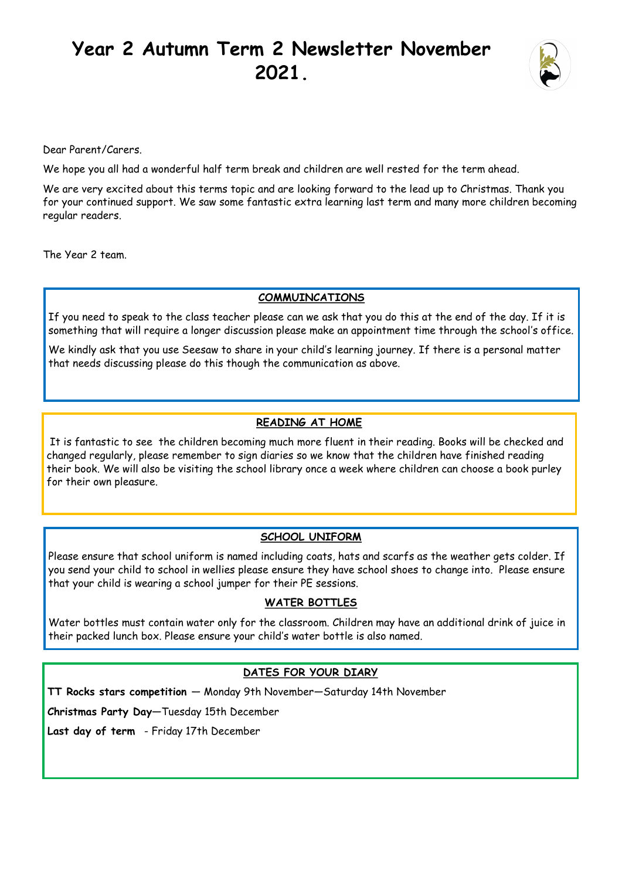# Year 2 Autumn Term 2 Newsletter November 2021.

Dear Parent/Carers.

We hope you all had a wonderful half term break and children are well rested for the term ahead.

We are very excited about this terms topic and are looking forward to the lead up to Christmas. Thank you for your continued support. We saw some fantastic extra learning last term and many more children becoming regular readers.

The Year 2 team.

## COMMUINCATIONS

If you need to speak to the class teacher please can we ask that you do this at the end of the day. If it is something that will require a longer discussion please make an appointment time through the school's office.

We kindly ask that you use Seesaw to share in your child's learning journey. If there is a personal matter that needs discussing please do this though the communication as above.

## READING AT HOME

It is fantastic to see the children becoming much more fluent in their reading. Books will be checked and changed regularly, please remember to sign diaries so we know that the children have finished reading their book. We will also be visiting the school library once a week where children can choose a book purley for their own pleasure.

## SCHOOL UNIFORM

Please ensure that school uniform is named including coats, hats and scarfs as the weather gets colder. If you send your child to school in wellies please ensure they have school shoes to change into. Please ensure that your child is wearing a school jumper for their PE sessions.

## WATER BOTTLES

Water bottles must contain water only for the classroom. Children may have an additional drink of juice in their packed lunch box. Please ensure your child's water bottle is also named.

## DATES FOR YOUR DIARY

**TT Rocks stars competition** — Monday 9th November—Saturday 14th November

**Christmas Party Day**—Tuesday 15th December

**Last day of term** - Friday 17th December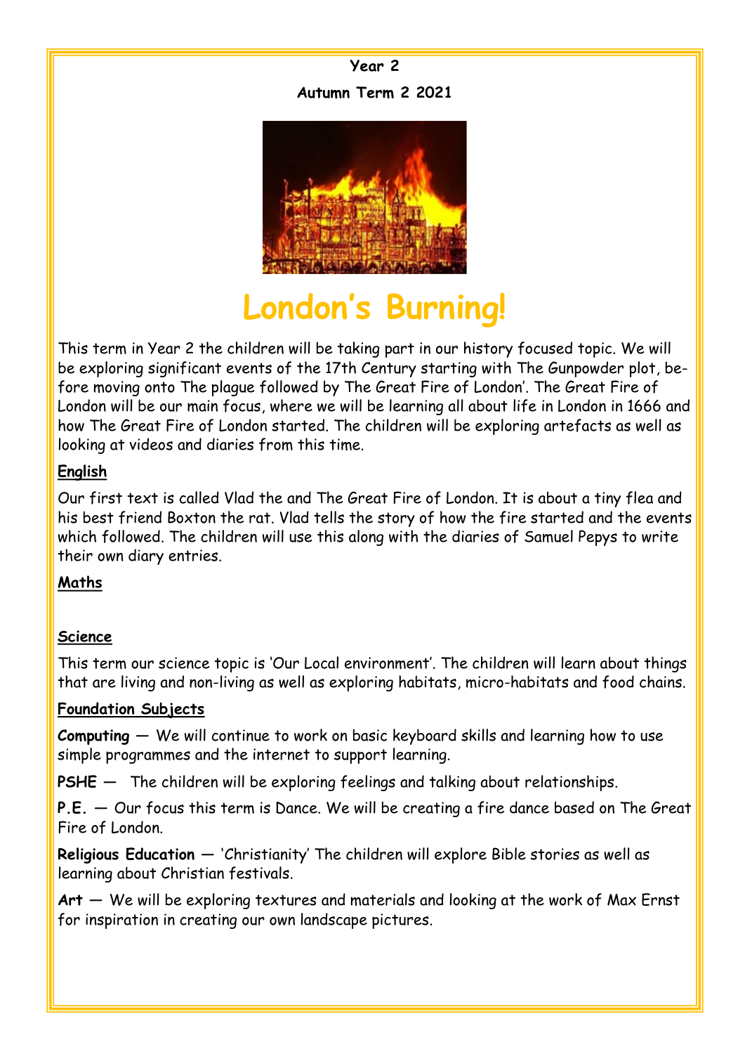**Year 2**

**Autumn Term 2 2021**

# London's Burning!

This term in Year 2 the children will be taking part in our history focused topic. We will be exploring significant events of the 17th Century starting with The Gunpowder plot, before moving onto The plague followed by The Great Fire of London'. The Great Fire of London will be our main focus, where we will be learning all about life in London in 1666 and how The Great Fire of London started. The children will be exploring artefacts as well as looking at videos and diaries from this time.

**English**

Our first text is called Vlad the and The Great Fire of London. It is about a tiny flea and his best friend Boxton the rat. Vlad tells the story of how the fire started and the events which followed. The children will use this along with the diaries of Samuel Pepys to write their own diary entries.

**Maths**

**Science**

This term our science topic is 'Our Local environment'. The children will learn about things that are living and non-living as well as exploring habitats, micro-habitats and food chains.

**Foundation Subjects**

**Computing** — We will continue to work on basic keyboard skills and learning how to use simple programmes and the internet to support learning.

**PSHE** — The children will be exploring feelings and talking about relationships.

**P.E.** — Our focus this term is Dance. We will be creating a fire dance based on The Great Fire of London.

**Religious Education** — 'Christianity' The children will explore Bible stories as well as learning about Christian festivals.

**Art** — We will be exploring textures and materials and looking at the work of Max Ernst for inspiration in creating our own landscape pictures.